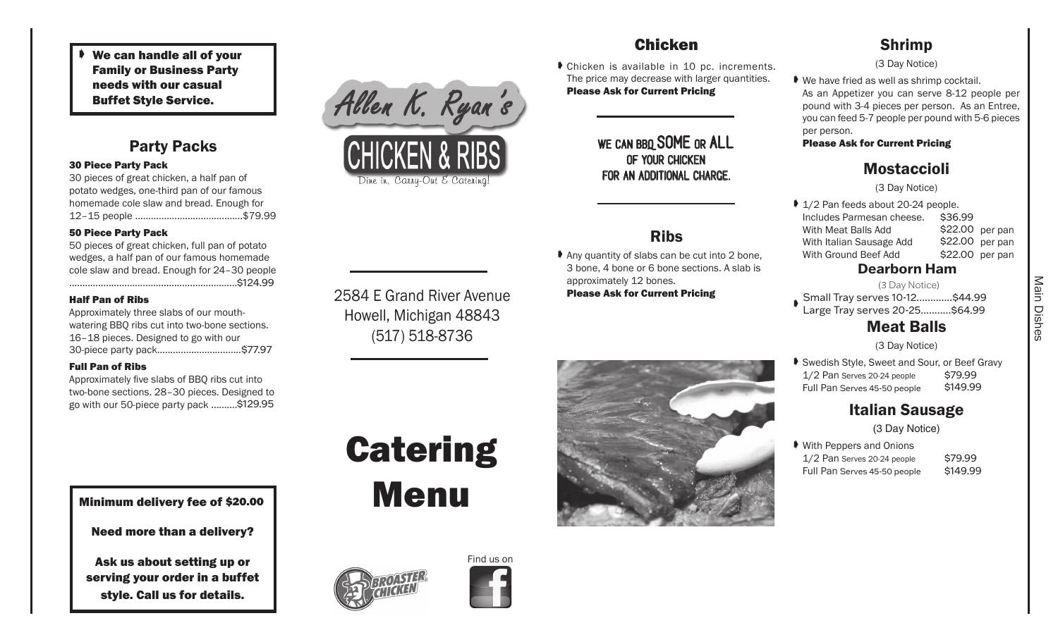- **We can handle all of your Family or Business Party needs with our casual Buffet Style Service.**

## Party Packs

**30 Piece Party Pack**

30 pieces of great chicken, a half pan of potato wedges, one-third pan of our famous homemade cole slaw and bread. Enough for 12–15 people ........................................$79.99

**50 Piece Party Pack**

50 pieces of great chicken, full pan of potato wedges, a half pan of our famous homemade cole slaw and bread. Enough for 24–30 people ...............................................................$124.99

**Half Pan of Ribs**

Approximately three slabs of our mouth-watering BBQ ribs cut into two-bone sections. 16–18 pieces. Designed to go with our 30-piece party pack...............................$77.97

**Full Pan of Ribs**

Approximately five slabs of BBQ ribs cut into two-bone sections. 28–30 pieces. Designed to go with our 50-piece party pack ..........$129.95

**Minimum delivery fee of $20.00**

**Need more than a delivery?**

**Ask us about setting up or serving your order in a buffet style. Call us for details.**

Allen K. Ryan's

CHICKEN & RIBS

Dine in, Carry-Out & Catering!

2584 E Grand River Avenue
Howell, Michigan 48843
(517) 518-8736

# Catering Menu

Broaster Chicken

Find us on Facebook

## Chicken

- Chicken is available in 10 pc. increments. The price may decrease with larger quantities. **Please Ask for Current Pricing**

WE CAN BBQ SOME OR ALL OF YOUR CHICKEN FOR AN ADDITIONAL CHARGE.

## Ribs

- Any quantity of slabs can be cut into 2 bone, 3 bone, 4 bone or 6 bone sections. A slab is approximately 12 bones. **Please Ask for Current Pricing**

## Shrimp

(3 Day Notice)

- We have fried as well as shrimp cocktail. As an Appetizer you can serve 8-12 people per pound with 3-4 pieces per person. As an Entree, you can feed 5-7 people per pound with 5-6 pieces per person.
**Please Ask for Current Pricing**

## Mostaccioli

(3 Day Notice)

- 1/2 Pan feeds about 20-24 people.

| | | |
|---|---|---|
| Includes Parmesan cheese. | $36.99 | |
| With Meat Balls Add | $22.00 | per pan |
| With Italian Sausage Add | $22.00 | per pan |
| With Ground Beef Add | $22.00 | per pan |

## Dearborn Ham

(3 Day Notice)

- Small Tray serves 10-12.............$44.99
  Large Tray serves 20-25...........$64.99

## Meat Balls

(3 Day Notice)

- Swedish Style, Sweet and Sour, or Beef Gravy

| | |
|---|---|
| 1/2 Pan Serves 20-24 people | $79.99 |
| Full Pan Serves 45-50 people | $149.99 |

## Italian Sausage

(3 Day Notice)

- With Peppers and Onions

| | |
|---|---|
| 1/2 Pan Serves 20-24 people | $79.99 |
| Full Pan Serves 45-50 people | $149.99 |

Main Dishes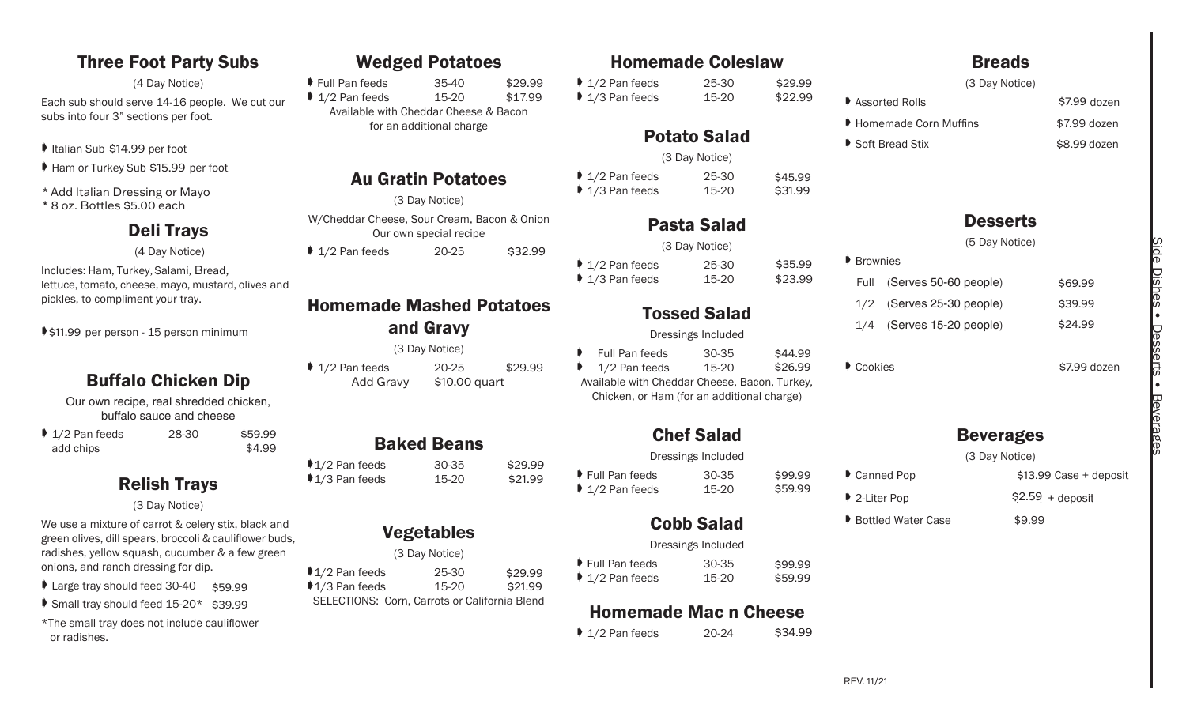## Three Foot Party Subs

(4 Day Notice)

Each sub should serve 14-16 people. We cut our subs into four 3" sections per foot.

- Italian Sub $14.99 per foot
- Ham or Turkey Sub $15.99 per foot

* Add Italian Dressing or Mayo
* 8 oz. Bottles $5.00 each

## Deli Trays

(4 Day Notice)

Includes: Ham, Turkey, Salami, Bread, lettuce, tomato, cheese, mayo, mustard, olives and pickles, to compliment your tray.

- $11.99 per person - 15 person minimum

## Buffalo Chicken Dip

Our own recipe, real shredded chicken, buffalo sauce and cheese

| | | |
|---|---|---|
| 1/2 Pan feeds | 28-30 | $59.99 |
| add chips | | $4.99 |

## Relish Trays

(3 Day Notice)

We use a mixture of carrot & celery stix, black and green olives, dill spears, broccoli & cauliflower buds, radishes, yellow squash, cucumber & a few green onions, and ranch dressing for dip.

- Large tray should feed 30-40 $59.99
- Small tray should feed 15-20* $39.99

*The small tray does not include cauliflower or radishes.

## Wedged Potatoes

| | | |
|---|---|---|
| Full Pan feeds | 35-40 | $29.99 |
| 1/2 Pan feeds | 15-20 | $17.99 |

Available with Cheddar Cheese & Bacon for an additional charge

## Au Gratin Potatoes

(3 Day Notice)

W/Cheddar Cheese, Sour Cream, Bacon & Onion
Our own special recipe

| | | |
|---|---|---|
| 1/2 Pan feeds | 20-25 | $32.99 |

## Homemade Mashed Potatoes and Gravy

(3 Day Notice)

| | | |
|---|---|---|
| 1/2 Pan feeds | 20-25 | $29.99 |
| Add Gravy | $10.00 quart | |

## Baked Beans

| | | |
|---|---|---|
| 1/2 Pan feeds | 30-35 | $29.99 |
| 1/3 Pan feeds | 15-20 | $21.99 |

## Vegetables

(3 Day Notice)

| | | |
|---|---|---|
| 1/2 Pan feeds | 25-30 | $29.99 |
| 1/3 Pan feeds | 15-20 | $21.99 |

SELECTIONS: Corn, Carrots or California Blend

## Homemade Coleslaw

| | | |
|---|---|---|
| 1/2 Pan feeds | 25-30 | $29.99 |
| 1/3 Pan feeds | 15-20 | $22.99 |

## Potato Salad

(3 Day Notice)

| | | |
|---|---|---|
| 1/2 Pan feeds | 25-30 | $45.99 |
| 1/3 Pan feeds | 15-20 | $31.99 |

## Pasta Salad

(3 Day Notice)

| | | |
|---|---|---|
| 1/2 Pan feeds | 25-30 | $35.99 |
| 1/3 Pan feeds | 15-20 | $23.99 |

## Tossed Salad

Dressings Included

| | | |
|---|---|---|
| Full Pan feeds | 30-35 | $44.99 |
| 1/2 Pan feeds | 15-20 | $26.99 |

Available with Cheddar Cheese, Bacon, Turkey, Chicken, or Ham (for an additional charge)

## Chef Salad

Dressings Included

| | | |
|---|---|---|
| Full Pan feeds | 30-35 | $99.99 |
| 1/2 Pan feeds | 15-20 | $59.99 |

## Cobb Salad

Dressings Included

| | | |
|---|---|---|
| Full Pan feeds | 30-35 | $99.99 |
| 1/2 Pan feeds | 15-20 | $59.99 |

## Homemade Mac n Cheese

| | | |
|---|---|---|
| 1/2 Pan feeds | 20-24 | $34.99 |

## Breads

(3 Day Notice)

| | |
|---|---|
| Assorted Rolls | $7.99 dozen |
| Homemade Corn Muffins | $7.99 dozen |
| Soft Bread Stix | $8.99 dozen |

## Desserts

(5 Day Notice)

Brownies

| | | |
|---|---|---|
| Full | (Serves 50-60 people) | $69.99 |
| 1/2 | (Serves 25-30 people) | $39.99 |
| 1/4 | (Serves 15-20 people) | $24.99 |

| | |
|---|---|
| Cookies | $7.99 dozen |

## Beverages

(3 Day Notice)

| | |
|---|---|
| Canned Pop | $13.99 Case + deposit |
| 2-Liter Pop | $2.59 + deposit |
| Bottled Water Case | $9.99 |

REV. 11/21

Side Dishes • Desserts • Beverages